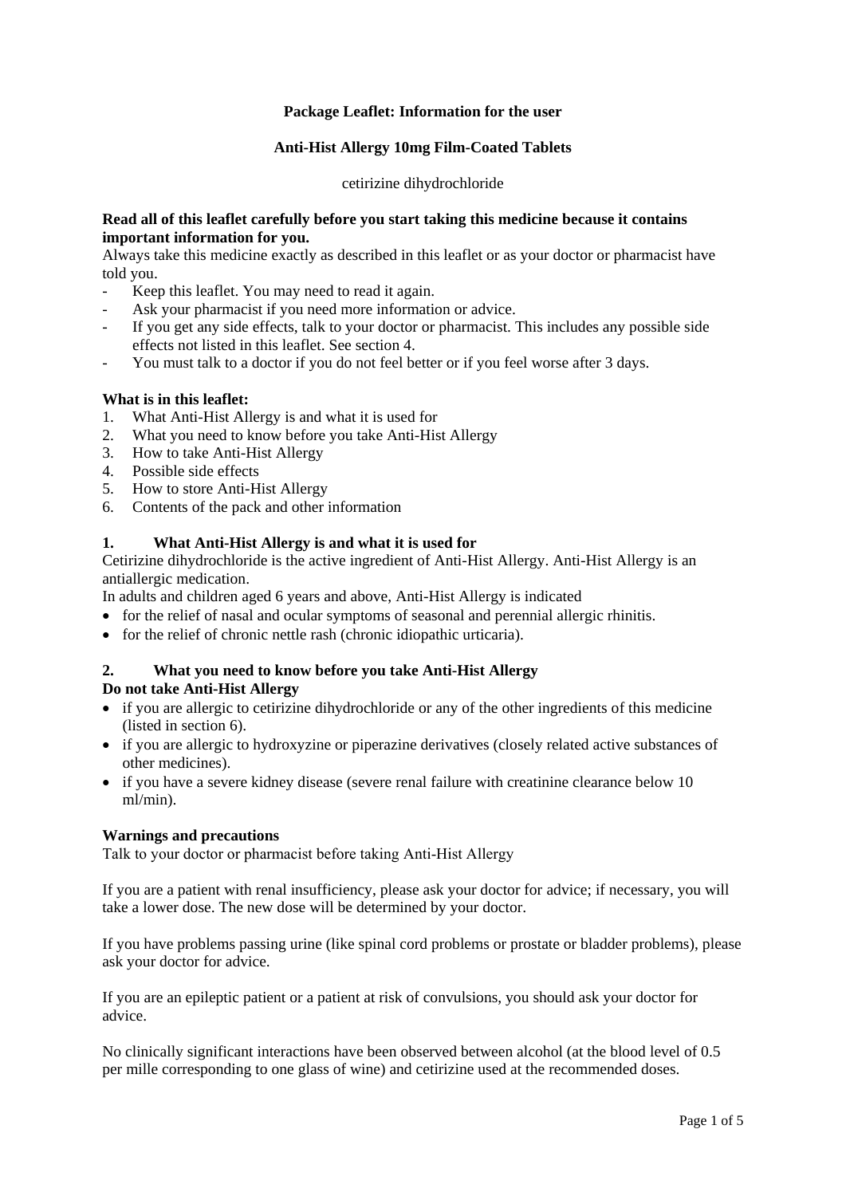**Package Leaflet: Information for the user**

**Anti-Hist Allergy 10mg Film-Coated Tablets**

cetirizine dihydrochloride

**Read all of this leaflet carefully before you start taking this medicine because it contains important information for you.**

Always take this medicine exactly as described in this leaflet or as your doctor or pharmacist have told you.

- Keep this leaflet. You may need to read it again.
- Ask your pharmacist if you need more information or advice.
- If you get any side effects, talk to your doctor or pharmacist. This includes any possible side effects not listed in this leaflet. See section 4.
- You must talk to a doctor if you do not feel better or if you feel worse after 3 days.

**What is in this leaflet:**

1. What Anti-Hist Allergy is and what it is used for
2. What you need to know before you take Anti-Hist Allergy
3. How to take Anti-Hist Allergy
4. Possible side effects
5. How to store Anti-Hist Allergy
6. Contents of the pack and other information

## 1. What Anti-Hist Allergy is and what it is used for

Cetirizine dihydrochloride is the active ingredient of Anti-Hist Allergy. Anti-Hist Allergy is an antiallergic medication.

In adults and children aged 6 years and above, Anti-Hist Allergy is indicated

- for the relief of nasal and ocular symptoms of seasonal and perennial allergic rhinitis.
- for the relief of chronic nettle rash (chronic idiopathic urticaria).

## 2. What you need to know before you take Anti-Hist Allergy

**Do not take Anti-Hist Allergy**

- if you are allergic to cetirizine dihydrochloride or any of the other ingredients of this medicine (listed in section 6).
- if you are allergic to hydroxyzine or piperazine derivatives (closely related active substances of other medicines).
- if you have a severe kidney disease (severe renal failure with creatinine clearance below 10 ml/min).

**Warnings and precautions**

Talk to your doctor or pharmacist before taking Anti-Hist Allergy

If you are a patient with renal insufficiency, please ask your doctor for advice; if necessary, you will take a lower dose. The new dose will be determined by your doctor.

If you have problems passing urine (like spinal cord problems or prostate or bladder problems), please ask your doctor for advice.

If you are an epileptic patient or a patient at risk of convulsions, you should ask your doctor for advice.

No clinically significant interactions have been observed between alcohol (at the blood level of 0.5 per mille corresponding to one glass of wine) and cetirizine used at the recommended doses.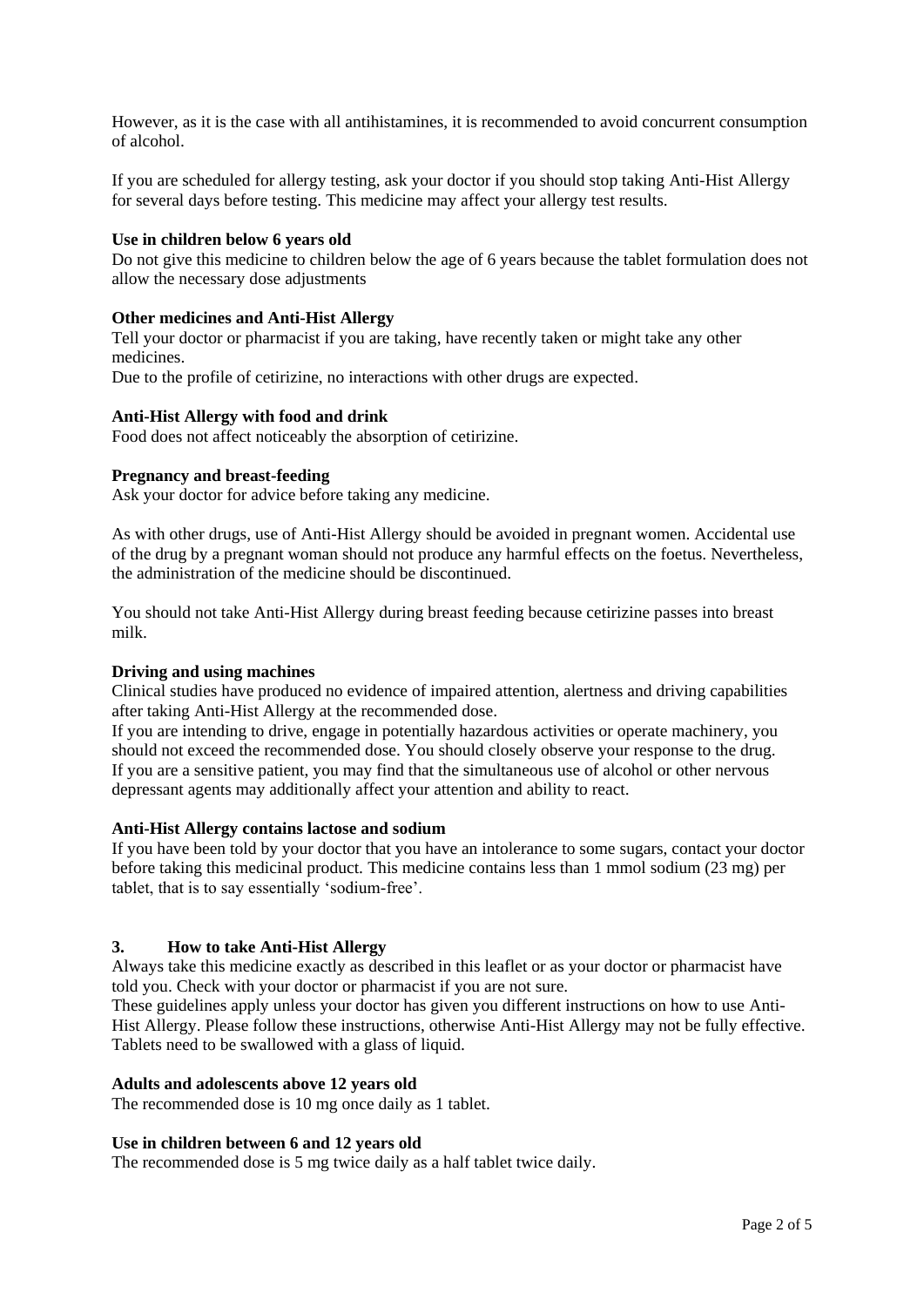However, as it is the case with all antihistamines, it is recommended to avoid concurrent consumption of alcohol.

If you are scheduled for allergy testing, ask your doctor if you should stop taking Anti-Hist Allergy for several days before testing. This medicine may affect your allergy test results.

**Use in children below 6 years old**

Do not give this medicine to children below the age of 6 years because the tablet formulation does not allow the necessary dose adjustments

**Other medicines and Anti-Hist Allergy**

Tell your doctor or pharmacist if you are taking, have recently taken or might take any other medicines.

Due to the profile of cetirizine, no interactions with other drugs are expected.

**Anti-Hist Allergy with food and drink**

Food does not affect noticeably the absorption of cetirizine.

**Pregnancy and breast-feeding**

Ask your doctor for advice before taking any medicine.

As with other drugs, use of Anti-Hist Allergy should be avoided in pregnant women. Accidental use of the drug by a pregnant woman should not produce any harmful effects on the foetus. Nevertheless, the administration of the medicine should be discontinued.

You should not take Anti-Hist Allergy during breast feeding because cetirizine passes into breast milk.

**Driving and using machines**

Clinical studies have produced no evidence of impaired attention, alertness and driving capabilities after taking Anti-Hist Allergy at the recommended dose.

If you are intending to drive, engage in potentially hazardous activities or operate machinery, you should not exceed the recommended dose. You should closely observe your response to the drug.

If you are a sensitive patient, you may find that the simultaneous use of alcohol or other nervous depressant agents may additionally affect your attention and ability to react.

**Anti-Hist Allergy contains lactose and sodium**

If you have been told by your doctor that you have an intolerance to some sugars, contact your doctor before taking this medicinal product. This medicine contains less than 1 mmol sodium (23 mg) per tablet, that is to say essentially 'sodium-free'.

## 3. How to take Anti-Hist Allergy

Always take this medicine exactly as described in this leaflet or as your doctor or pharmacist have told you. Check with your doctor or pharmacist if you are not sure.

These guidelines apply unless your doctor has given you different instructions on how to use Anti-Hist Allergy. Please follow these instructions, otherwise Anti-Hist Allergy may not be fully effective.

Tablets need to be swallowed with a glass of liquid.

**Adults and adolescents above 12 years old**

The recommended dose is 10 mg once daily as 1 tablet.

**Use in children between 6 and 12 years old**

The recommended dose is 5 mg twice daily as a half tablet twice daily.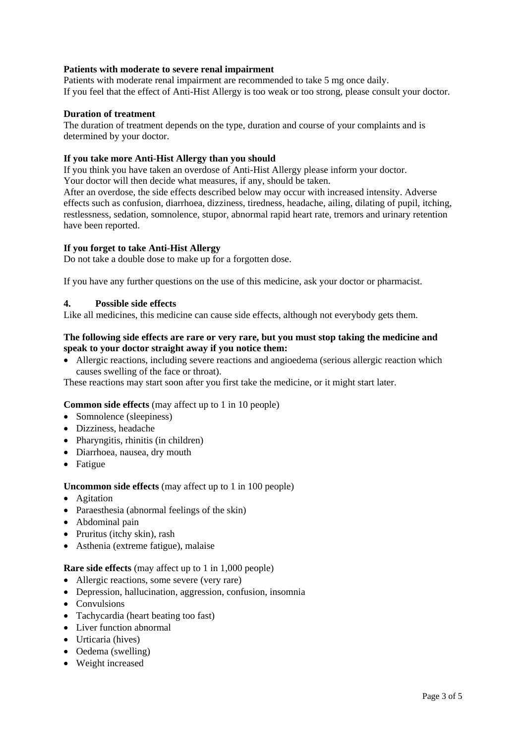**Patients with moderate to severe renal impairment**

Patients with moderate renal impairment are recommended to take 5 mg once daily.
If you feel that the effect of Anti-Hist Allergy is too weak or too strong, please consult your doctor.

**Duration of treatment**

The duration of treatment depends on the type, duration and course of your complaints and is determined by your doctor.

**If you take more Anti-Hist Allergy than you should**

If you think you have taken an overdose of Anti-Hist Allergy please inform your doctor.
Your doctor will then decide what measures, if any, should be taken.
After an overdose, the side effects described below may occur with increased intensity. Adverse effects such as confusion, diarrhoea, dizziness, tiredness, headache, ailing, dilating of pupil, itching, restlessness, sedation, somnolence, stupor, abnormal rapid heart rate, tremors and urinary retention have been reported.

**If you forget to take Anti-Hist Allergy**

Do not take a double dose to make up for a forgotten dose.

If you have any further questions on the use of this medicine, ask your doctor or pharmacist.

## 4. Possible side effects

Like all medicines, this medicine can cause side effects, although not everybody gets them.

**The following side effects are rare or very rare, but you must stop taking the medicine and speak to your doctor straight away if you notice them:**

- Allergic reactions, including severe reactions and angioedema (serious allergic reaction which causes swelling of the face or throat).

These reactions may start soon after you first take the medicine, or it might start later.

**Common side effects** (may affect up to 1 in 10 people)

- Somnolence (sleepiness)
- Dizziness, headache
- Pharyngitis, rhinitis (in children)
- Diarrhoea, nausea, dry mouth
- Fatigue

**Uncommon side effects** (may affect up to 1 in 100 people)

- Agitation
- Paraesthesia (abnormal feelings of the skin)
- Abdominal pain
- Pruritus (itchy skin), rash
- Asthenia (extreme fatigue), malaise

**Rare side effects** (may affect up to 1 in 1,000 people)

- Allergic reactions, some severe (very rare)
- Depression, hallucination, aggression, confusion, insomnia
- Convulsions
- Tachycardia (heart beating too fast)
- Liver function abnormal
- Urticaria (hives)
- Oedema (swelling)
- Weight increased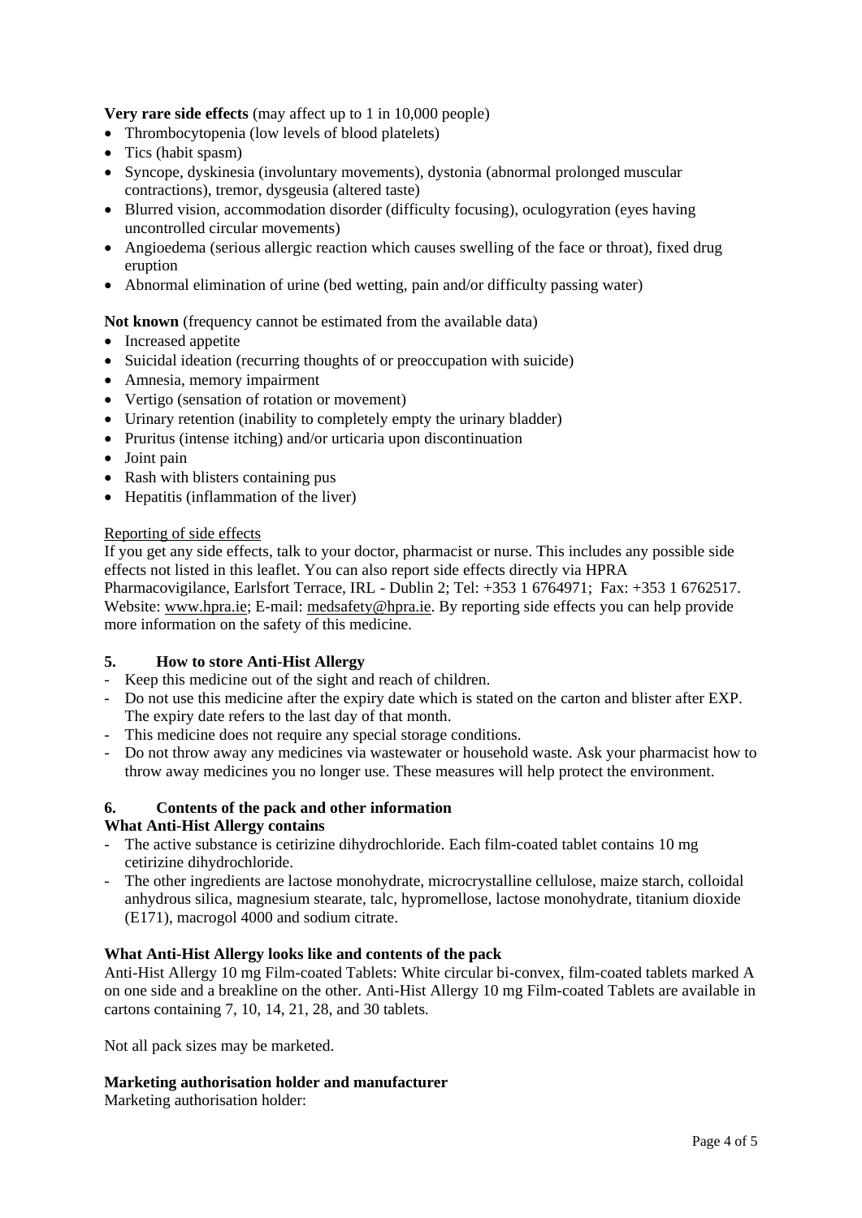**Very rare side effects** (may affect up to 1 in 10,000 people)

- Thrombocytopenia (low levels of blood platelets)
- Tics (habit spasm)
- Syncope, dyskinesia (involuntary movements), dystonia (abnormal prolonged muscular contractions), tremor, dysgeusia (altered taste)
- Blurred vision, accommodation disorder (difficulty focusing), oculogyration (eyes having uncontrolled circular movements)
- Angioedema (serious allergic reaction which causes swelling of the face or throat), fixed drug eruption
- Abnormal elimination of urine (bed wetting, pain and/or difficulty passing water)

**Not known** (frequency cannot be estimated from the available data)

- Increased appetite
- Suicidal ideation (recurring thoughts of or preoccupation with suicide)
- Amnesia, memory impairment
- Vertigo (sensation of rotation or movement)
- Urinary retention (inability to completely empty the urinary bladder)
- Pruritus (intense itching) and/or urticaria upon discontinuation
- Joint pain
- Rash with blisters containing pus
- Hepatitis (inflammation of the liver)

Reporting of side effects

If you get any side effects, talk to your doctor, pharmacist or nurse. This includes any possible side effects not listed in this leaflet. You can also report side effects directly via HPRA Pharmacovigilance, Earlsfort Terrace, IRL - Dublin 2; Tel: +353 1 6764971; Fax: +353 1 6762517. Website: www.hpra.ie; E-mail: medsafety@hpra.ie. By reporting side effects you can help provide more information on the safety of this medicine.

## 5. How to store Anti-Hist Allergy

- Keep this medicine out of the sight and reach of children.
- Do not use this medicine after the expiry date which is stated on the carton and blister after EXP. The expiry date refers to the last day of that month.
- This medicine does not require any special storage conditions.
- Do not throw away any medicines via wastewater or household waste. Ask your pharmacist how to throw away medicines you no longer use. These measures will help protect the environment.

## 6. Contents of the pack and other information

**What Anti-Hist Allergy contains**

- The active substance is cetirizine dihydrochloride. Each film-coated tablet contains 10 mg cetirizine dihydrochloride.
- The other ingredients are lactose monohydrate, microcrystalline cellulose, maize starch, colloidal anhydrous silica, magnesium stearate, talc, hypromellose, lactose monohydrate, titanium dioxide (E171), macrogol 4000 and sodium citrate.

**What Anti-Hist Allergy looks like and contents of the pack**

Anti-Hist Allergy 10 mg Film-coated Tablets: White circular bi-convex, film-coated tablets marked A on one side and a breakline on the other. Anti-Hist Allergy 10 mg Film-coated Tablets are available in cartons containing 7, 10, 14, 21, 28, and 30 tablets.

Not all pack sizes may be marketed.

**Marketing authorisation holder and manufacturer**

Marketing authorisation holder: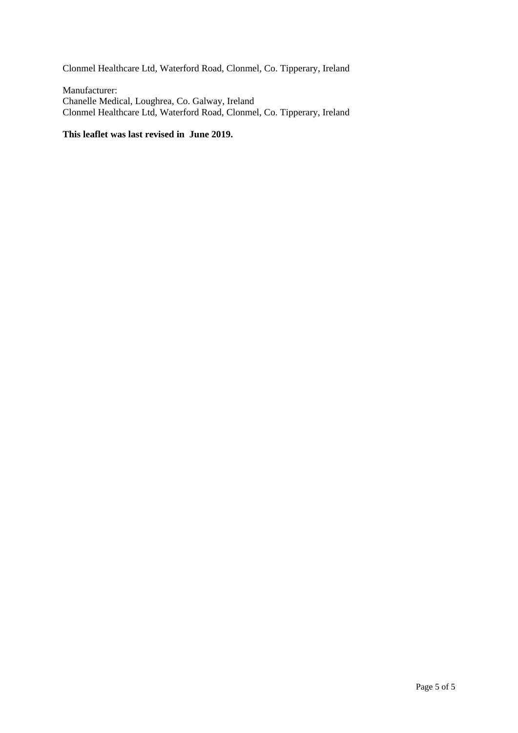Clonmel Healthcare Ltd, Waterford Road, Clonmel, Co. Tipperary, Ireland

Manufacturer:
Chanelle Medical, Loughrea, Co. Galway, Ireland
Clonmel Healthcare Ltd, Waterford Road, Clonmel, Co. Tipperary, Ireland

**This leaflet was last revised in June 2019.**